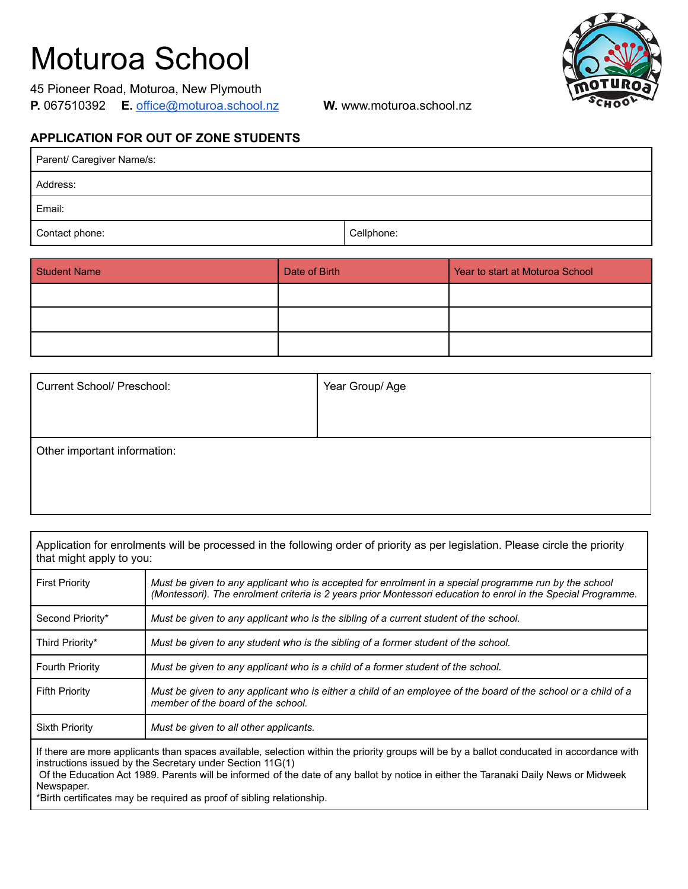# Moturoa School

45 Pioneer Road, Moturoa, New Plymouth
**P.** 067510392 **E.** office@moturoa.school.nz **W.** www.moturoa.school.nz

## APPLICATION FOR OUT OF ZONE STUDENTS

| Parent/ Caregiver Name/s: | |
|---|---|
| Address: | |
| Email: | |
| Contact phone: | Cellphone: |

| Student Name | Date of Birth | Year to start at Moturoa School |
|---|---|---|
| | | |
| | | |
| | | |

| Current School/ Preschool: | Year Group/ Age |
|---|---|
| Other important information: | |

Application for enrolments will be processed in the following order of priority as per legislation. Please circle the priority that might apply to you:

| Priority | Description |
|---|---|
| First Priority | *Must be given to any applicant who is accepted for enrolment in a special programme run by the school (Montessori). The enrolment criteria is 2 years prior Montessori education to enrol in the Special Programme.* |
| Second Priority* | *Must be given to any applicant who is the sibling of a current student of the school.* |
| Third Priority* | *Must be given to any student who is the sibling of a former student of the school.* |
| Fourth Priority | *Must be given to any applicant who is a child of a former student of the school.* |
| Fifth Priority | *Must be given to any applicant who is either a child of an employee of the board of the school or a child of a member of the board of the school.* |
| Sixth Priority | *Must be given to all other applicants.* |

If there are more applicants than spaces available, selection within the priority groups will be by a ballot conducated in accordance with instructions issued by the Secretary under Section 11G(1)
Of the Education Act 1989. Parents will be informed of the date of any ballot by notice in either the Taranaki Daily News or Midweek Newspaper.
*Birth certificates may be required as proof of sibling relationship.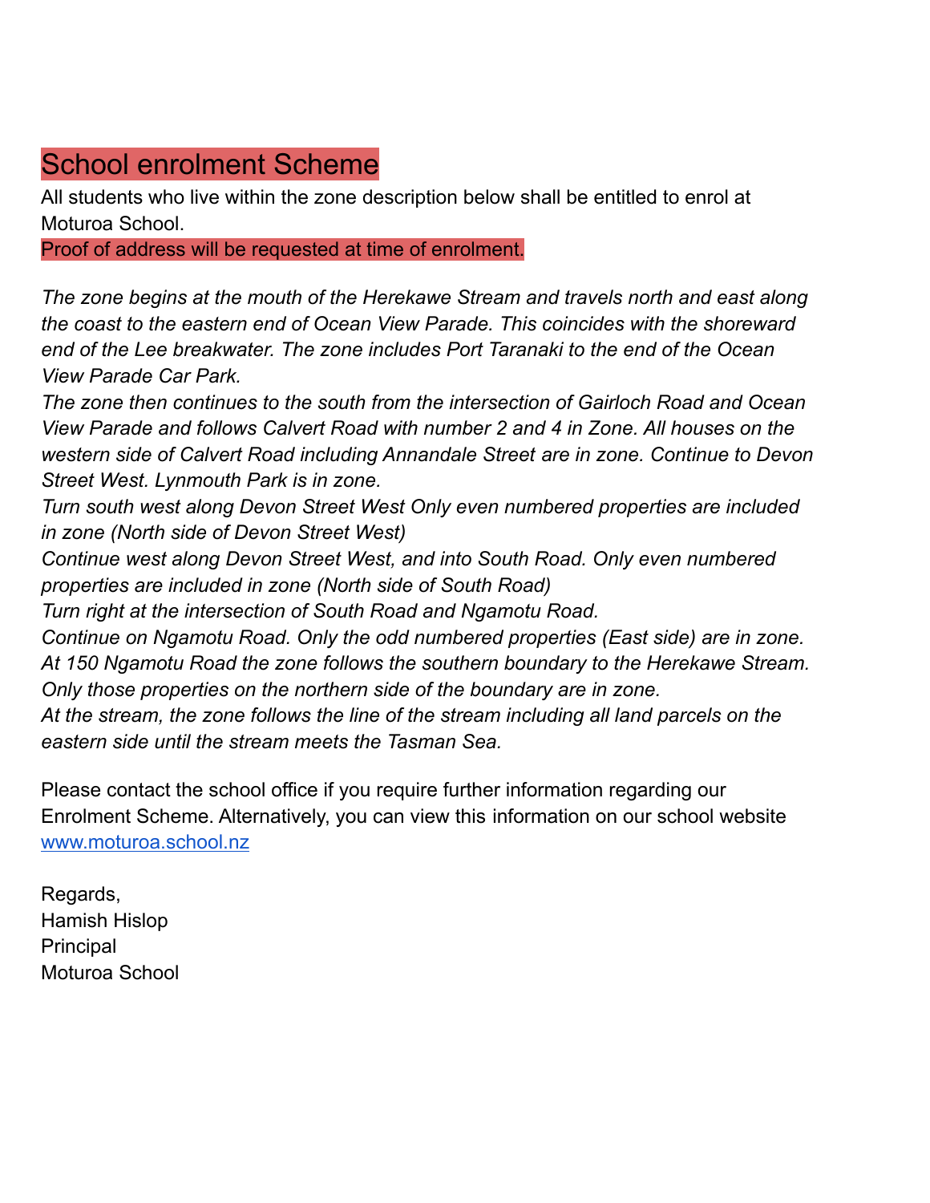## School enrolment Scheme

All students who live within the zone description below shall be entitled to enrol at Moturoa School.

Proof of address will be requested at time of enrolment.

*The zone begins at the mouth of the Herekawe Stream and travels north and east along the coast to the eastern end of Ocean View Parade. This coincides with the shoreward end of the Lee breakwater. The zone includes Port Taranaki to the end of the Ocean View Parade Car Park.*

*The zone then continues to the south from the intersection of Gairloch Road and Ocean View Parade and follows Calvert Road with number 2 and 4 in Zone. All houses on the western side of Calvert Road including Annandale Street are in zone. Continue to Devon Street West. Lynmouth Park is in zone.*

*Turn south west along Devon Street West Only even numbered properties are included in zone (North side of Devon Street West)*

*Continue west along Devon Street West, and into South Road. Only even numbered properties are included in zone (North side of South Road)*

*Turn right at the intersection of South Road and Ngamotu Road.*

*Continue on Ngamotu Road. Only the odd numbered properties (East side) are in zone.*

*At 150 Ngamotu Road the zone follows the southern boundary to the Herekawe Stream. Only those properties on the northern side of the boundary are in zone.*

*At the stream, the zone follows the line of the stream including all land parcels on the eastern side until the stream meets the Tasman Sea.*

Please contact the school office if you require further information regarding our Enrolment Scheme. Alternatively, you can view this information on our school website [www.moturoa.school.nz](http://www.moturoa.school.nz)

Regards,
Hamish Hislop
Principal
Moturoa School